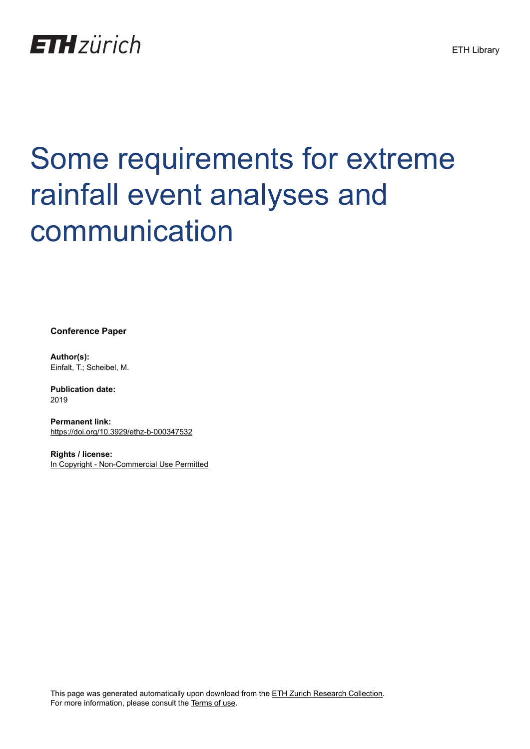ETH zürich

ETH Library

# Some requirements for extreme rainfall event analyses and communication

**Conference Paper**

**Author(s):**
Einfalt, T.; Scheibel, M.

**Publication date:**
2019

**Permanent link:**
https://doi.org/10.3929/ethz-b-000347532

**Rights / license:**
In Copyright - Non-Commercial Use Permitted

This page was generated automatically upon download from the ETH Zurich Research Collection.
For more information, please consult the Terms of use.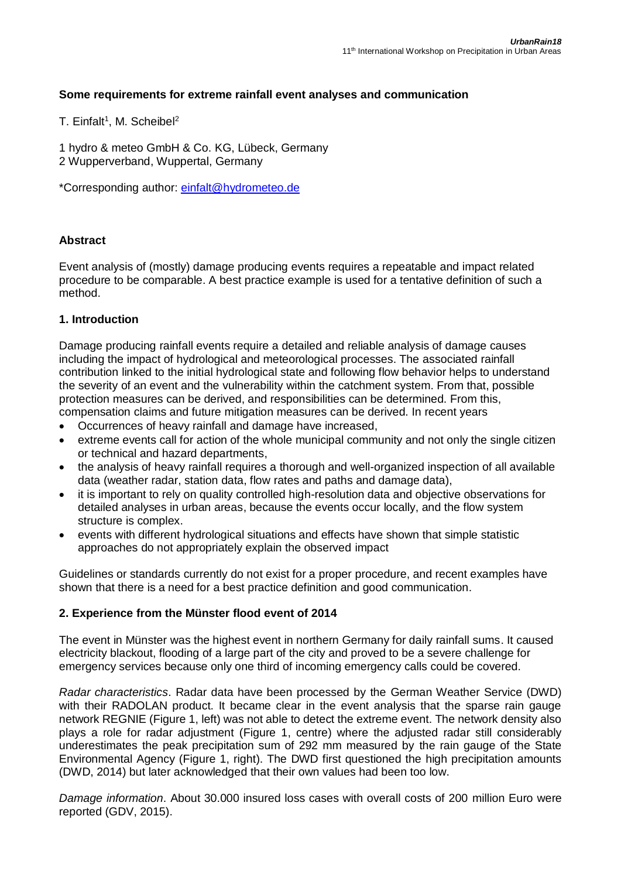### Some requirements for extreme rainfall event analyses and communication

T. Einfalt[1], M. Scheibel[2]

1 hydro & meteo GmbH & Co. KG, Lübeck, Germany
2 Wupperverband, Wuppertal, Germany

*Corresponding author: einfalt@hydrometeo.de

#### Abstract

Event analysis of (mostly) damage producing events requires a repeatable and impact related procedure to be comparable. A best practice example is used for a tentative definition of such a method.

#### 1. Introduction

Damage producing rainfall events require a detailed and reliable analysis of damage causes including the impact of hydrological and meteorological processes. The associated rainfall contribution linked to the initial hydrological state and following flow behavior helps to understand the severity of an event and the vulnerability within the catchment system. From that, possible protection measures can be derived, and responsibilities can be determined. From this, compensation claims and future mitigation measures can be derived. In recent years

- Occurrences of heavy rainfall and damage have increased,
- extreme events call for action of the whole municipal community and not only the single citizen or technical and hazard departments,
- the analysis of heavy rainfall requires a thorough and well-organized inspection of all available data (weather radar, station data, flow rates and paths and damage data),
- it is important to rely on quality controlled high-resolution data and objective observations for detailed analyses in urban areas, because the events occur locally, and the flow system structure is complex.
- events with different hydrological situations and effects have shown that simple statistic approaches do not appropriately explain the observed impact

Guidelines or standards currently do not exist for a proper procedure, and recent examples have shown that there is a need for a best practice definition and good communication.

#### 2. Experience from the Münster flood event of 2014

The event in Münster was the highest event in northern Germany for daily rainfall sums. It caused electricity blackout, flooding of a large part of the city and proved to be a severe challenge for emergency services because only one third of incoming emergency calls could be covered.

*Radar characteristics*. Radar data have been processed by the German Weather Service (DWD) with their RADOLAN product. It became clear in the event analysis that the sparse rain gauge network REGNIE (Figure 1, left) was not able to detect the extreme event. The network density also plays a role for radar adjustment (Figure 1, centre) where the adjusted radar still considerably underestimates the peak precipitation sum of 292 mm measured by the rain gauge of the State Environmental Agency (Figure 1, right). The DWD first questioned the high precipitation amounts (DWD, 2014) but later acknowledged that their own values had been too low.

*Damage information*. About 30.000 insured loss cases with overall costs of 200 million Euro were reported (GDV, 2015).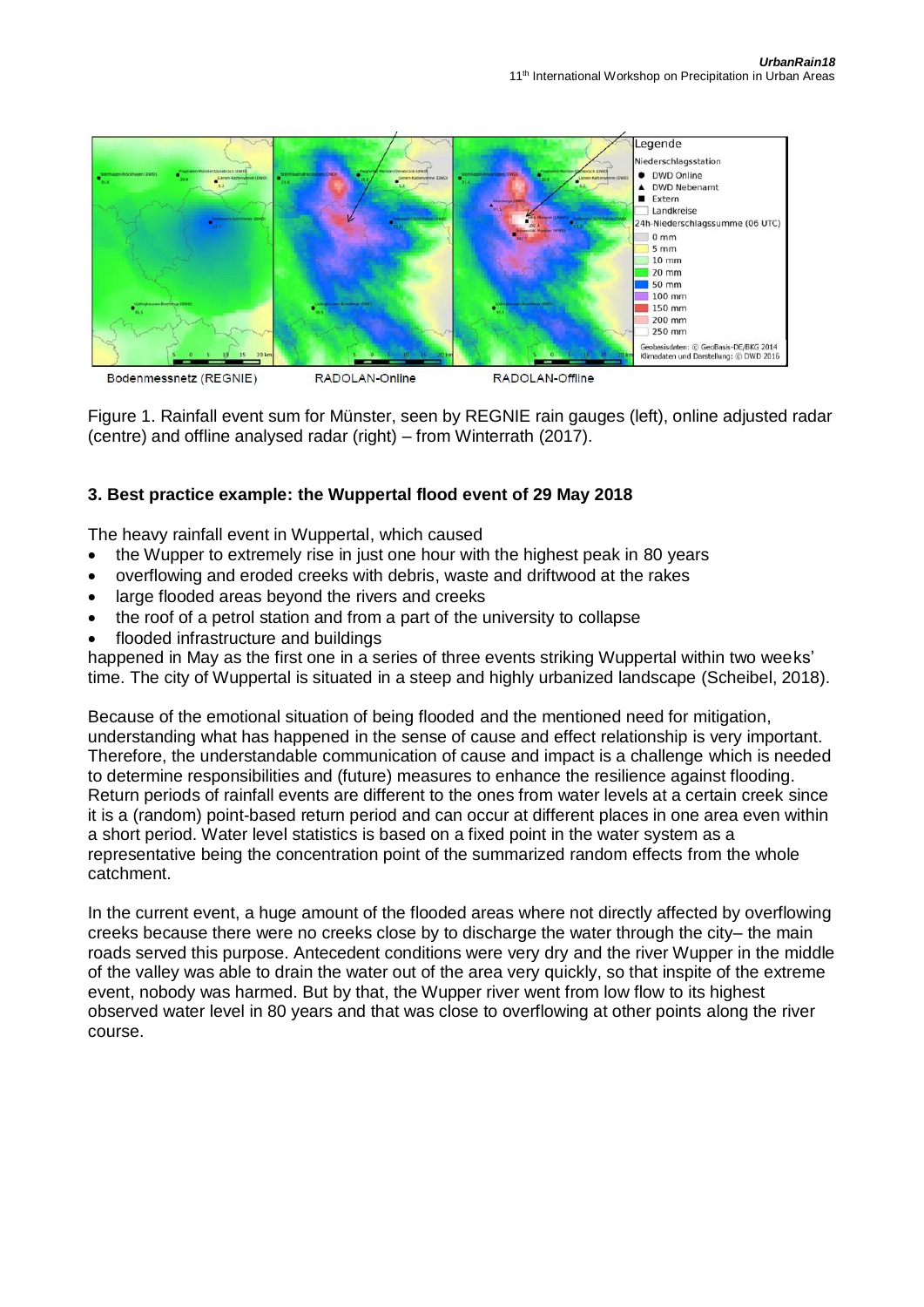Legende
Niederschlagsstation
DWD Online
DWD Nebenamt
Extern
Landkreise
24h-Niederschlagssumme (06 UTC)
0 mm
5 mm
10 mm
20 mm
50 mm
100 mm
150 mm
200 mm
250 mm
Geobasisdaten: © GeoBasis-DE/BKG 2014
Klimadaten und Darstellung: © DWD 2016

Bodenmessnetz (REGNIE)
RADOLAN-Online
RADOLAN-Offline

Figure 1. Rainfall event sum for Münster, seen by REGNIE rain gauges (left), online adjusted radar (centre) and offline analysed radar (right) – from Winterrath (2017).

## 3. Best practice example: the Wuppertal flood event of 29 May 2018

The heavy rainfall event in Wuppertal, which caused

- the Wupper to extremely rise in just one hour with the highest peak in 80 years
- overflowing and eroded creeks with debris, waste and driftwood at the rakes
- large flooded areas beyond the rivers and creeks
- the roof of a petrol station and from a part of the university to collapse
- flooded infrastructure and buildings

happened in May as the first one in a series of three events striking Wuppertal within two weeks' time. The city of Wuppertal is situated in a steep and highly urbanized landscape (Scheibel, 2018).

Because of the emotional situation of being flooded and the mentioned need for mitigation, understanding what has happened in the sense of cause and effect relationship is very important. Therefore, the understandable communication of cause and impact is a challenge which is needed to determine responsibilities and (future) measures to enhance the resilience against flooding. Return periods of rainfall events are different to the ones from water levels at a certain creek since it is a (random) point-based return period and can occur at different places in one area even within a short period. Water level statistics is based on a fixed point in the water system as a representative being the concentration point of the summarized random effects from the whole catchment.

In the current event, a huge amount of the flooded areas where not directly affected by overflowing creeks because there were no creeks close by to discharge the water through the city– the main roads served this purpose. Antecedent conditions were very dry and the river Wupper in the middle of the valley was able to drain the water out of the area very quickly, so that inspite of the extreme event, nobody was harmed. But by that, the Wupper river went from low flow to its highest observed water level in 80 years and that was close to overflowing at other points along the river course.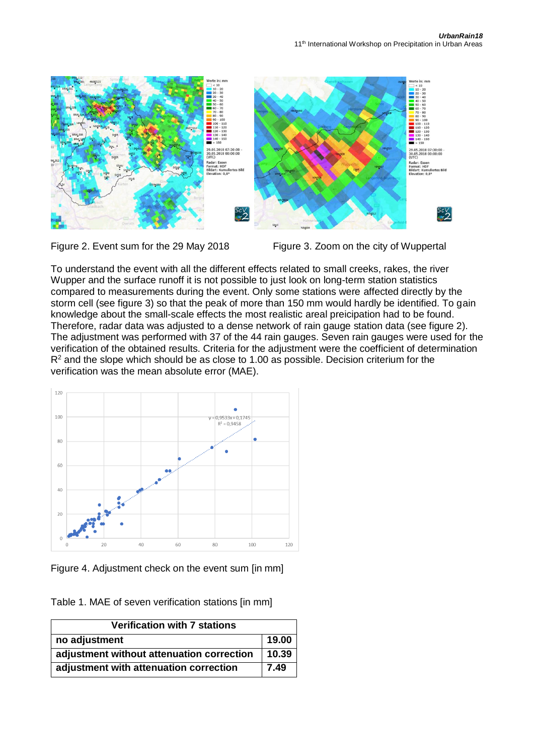Figure 2. Event sum for the 29 May 2018

Figure 3. Zoom on the city of Wuppertal

To understand the event with all the different effects related to small creeks, rakes, the river Wupper and the surface runoff it is not possible to just look on long-term station statistics compared to measurements during the event. Only some stations were affected directly by the storm cell (see figure 3) so that the peak of more than 150 mm would hardly be identified. To gain knowledge about the small-scale effects the most realistic areal preicipation had to be found. Therefore, radar data was adjusted to a dense network of rain gauge station data (see figure 2). The adjustment was performed with 37 of the 44 rain gauges. Seven rain gauges were used for the verification of the obtained results. Criteria for the adjustment were the coefficient of determination $R^2$ and the slope which should be as close to 1.00 as possible. Decision criterium for the verification was the mean absolute error (MAE).

y = 0,9533x + 0,1745
R² = 0,9458

Figure 4. Adjustment check on the event sum [in mm]

Table 1. MAE of seven verification stations [in mm]

| Verification with 7 stations | |
|---|---|
| **no adjustment** | **19.00** |
| **adjustment without attenuation correction** | **10.39** |
| **adjustment with attenuation correction** | **7.49** |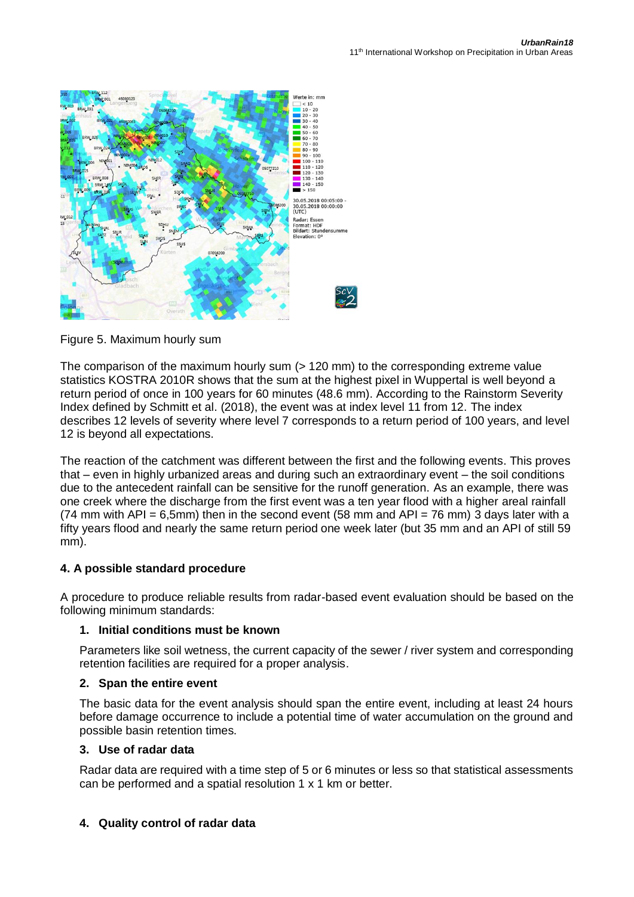Figure 5. Maximum hourly sum

The comparison of the maximum hourly sum (> 120 mm) to the corresponding extreme value statistics KOSTRA 2010R shows that the sum at the highest pixel in Wuppertal is well beyond a return period of once in 100 years for 60 minutes (48.6 mm). According to the Rainstorm Severity Index defined by Schmitt et al. (2018), the event was at index level 11 from 12. The index describes 12 levels of severity where level 7 corresponds to a return period of 100 years, and level 12 is beyond all expectations.

The reaction of the catchment was different between the first and the following events. This proves that – even in highly urbanized areas and during such an extraordinary event – the soil conditions due to the antecedent rainfall can be sensitive for the runoff generation. As an example, there was one creek where the discharge from the first event was a ten year flood with a higher areal rainfall (74 mm with API = 6,5mm) then in the second event (58 mm and API = 76 mm) 3 days later with a fifty years flood and nearly the same return period one week later (but 35 mm and an API of still 59 mm).

## 4. A possible standard procedure

A procedure to produce reliable results from radar-based event evaluation should be based on the following minimum standards:

1. **Initial conditions must be known**

   Parameters like soil wetness, the current capacity of the sewer / river system and corresponding retention facilities are required for a proper analysis.

2. **Span the entire event**

   The basic data for the event analysis should span the entire event, including at least 24 hours before damage occurrence to include a potential time of water accumulation on the ground and possible basin retention times.

3. **Use of radar data**

   Radar data are required with a time step of 5 or 6 minutes or less so that statistical assessments can be performed and a spatial resolution 1 x 1 km or better.

4. **Quality control of radar data**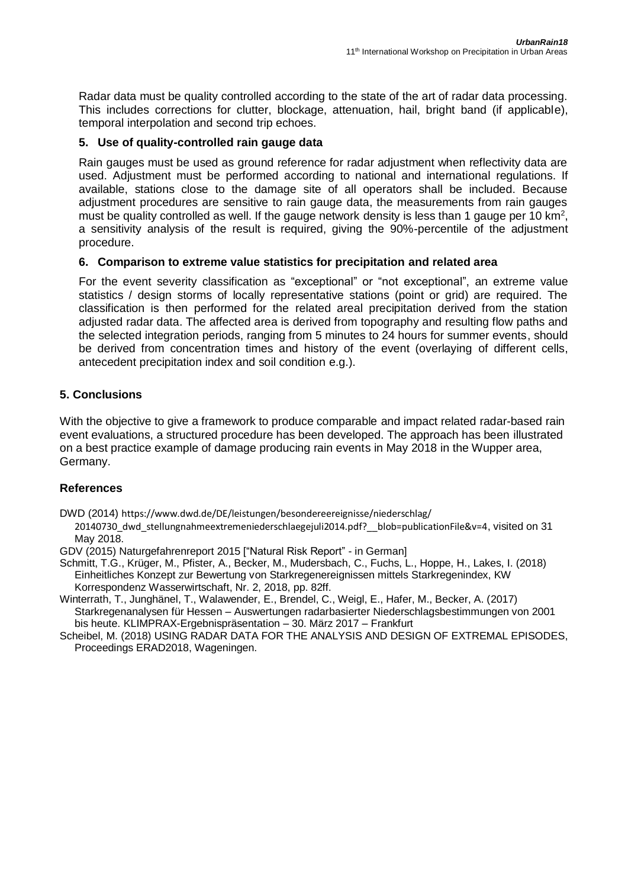Radar data must be quality controlled according to the state of the art of radar data processing. This includes corrections for clutter, blockage, attenuation, hail, bright band (if applicable), temporal interpolation and second trip echoes.

### 5. Use of quality-controlled rain gauge data

Rain gauges must be used as ground reference for radar adjustment when reflectivity data are used. Adjustment must be performed according to national and international regulations. If available, stations close to the damage site of all operators shall be included. Because adjustment procedures are sensitive to rain gauge data, the measurements from rain gauges must be quality controlled as well. If the gauge network density is less than 1 gauge per 10 km$^2$, a sensitivity analysis of the result is required, giving the 90%-percentile of the adjustment procedure.

### 6. Comparison to extreme value statistics for precipitation and related area

For the event severity classification as "exceptional" or "not exceptional", an extreme value statistics / design storms of locally representative stations (point or grid) are required. The classification is then performed for the related areal precipitation derived from the station adjusted radar data. The affected area is derived from topography and resulting flow paths and the selected integration periods, ranging from 5 minutes to 24 hours for summer events, should be derived from concentration times and history of the event (overlaying of different cells, antecedent precipitation index and soil condition e.g.).

## 5. Conclusions

With the objective to give a framework to produce comparable and impact related radar-based rain event evaluations, a structured procedure has been developed. The approach has been illustrated on a best practice example of damage producing rain events in May 2018 in the Wupper area, Germany.

## References

DWD (2014) https://www.dwd.de/DE/leistungen/besondereereignisse/niederschlag/20140730_dwd_stellungnahmeextremeniederschlaegejuli2014.pdf?__blob=publicationFile&v=4, visited on 31 May 2018.

GDV (2015) Naturgefahrenreport 2015 ["Natural Risk Report" - in German]

Schmitt, T.G., Krüger, M., Pfister, A., Becker, M., Mudersbach, C., Fuchs, L., Hoppe, H., Lakes, I. (2018) Einheitliches Konzept zur Bewertung von Starkregenereignissen mittels Starkregenindex, KW Korrespondenz Wasserwirtschaft, Nr. 2, 2018, pp. 82ff.

Winterrath, T., Junghänel, T., Walawender, E., Brendel, C., Weigl, E., Hafer, M., Becker, A. (2017) Starkregenanalysen für Hessen – Auswertungen radarbasierter Niederschlagsbestimmungen von 2001 bis heute. KLIMPRAX-Ergebnispräsentation – 30. März 2017 – Frankfurt

Scheibel, M. (2018) USING RADAR DATA FOR THE ANALYSIS AND DESIGN OF EXTREMAL EPISODES, Proceedings ERAD2018, Wageningen.